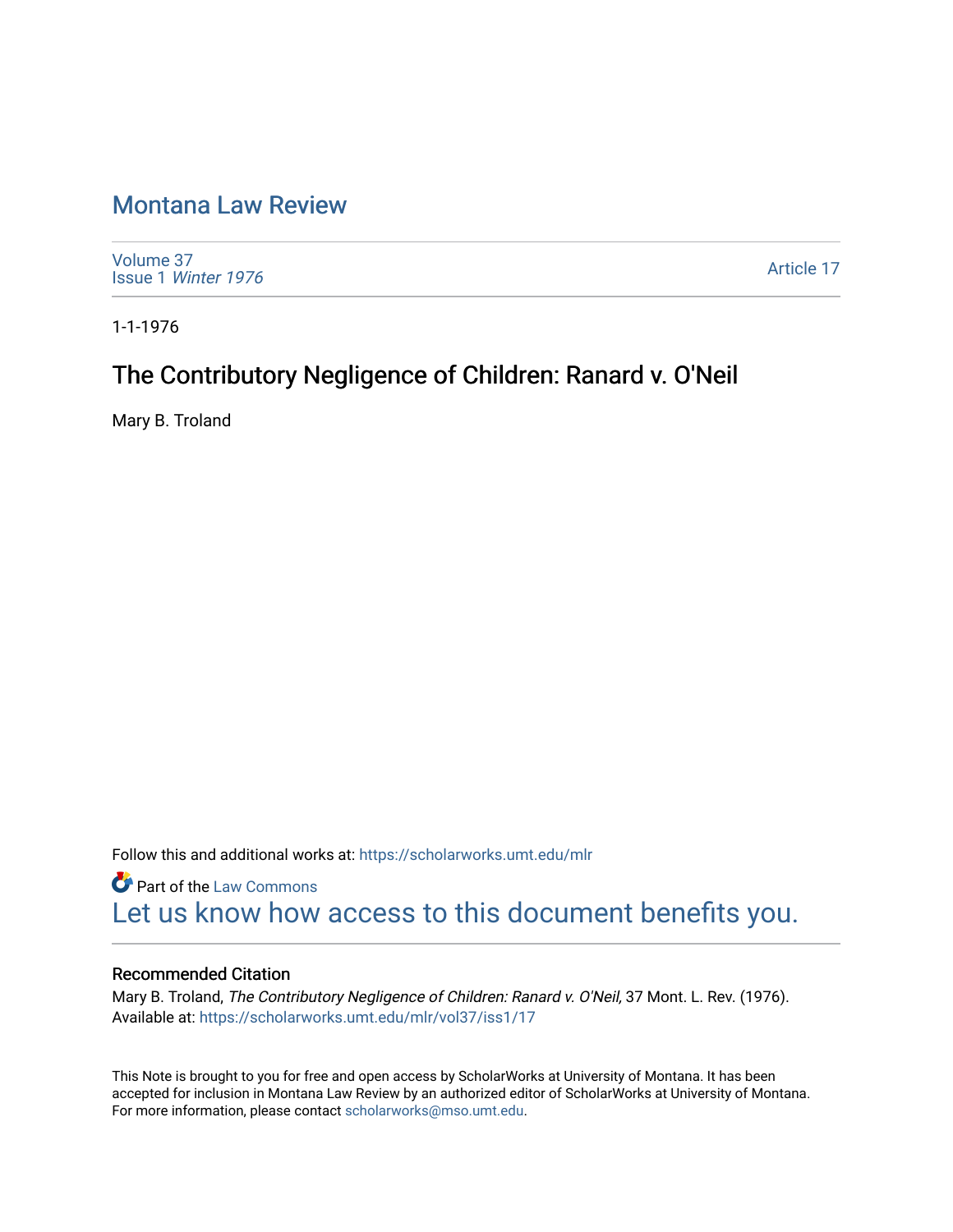# Montana Law Review

Volume 37
Issue 1 *Winter 1976*

Article 17

1-1-1976

## The Contributory Negligence of Children: Ranard v. O'Neil

Mary B. Troland

Follow this and additional works at: https://scholarworks.umt.edu/mlr

Part of the Law Commons

Let us know how access to this document benefits you.

### Recommended Citation

Mary B. Troland, *The Contributory Negligence of Children: Ranard v. O'Neil,* 37 Mont. L. Rev. (1976).
Available at: https://scholarworks.umt.edu/mlr/vol37/iss1/17

This Note is brought to you for free and open access by ScholarWorks at University of Montana. It has been accepted for inclusion in Montana Law Review by an authorized editor of ScholarWorks at University of Montana. For more information, please contact scholarworks@mso.umt.edu.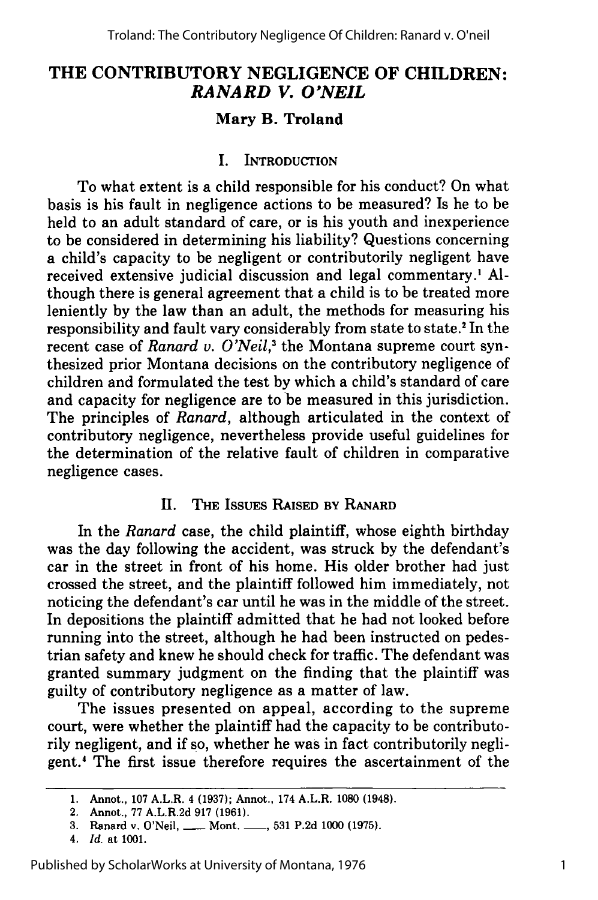# THE CONTRIBUTORY NEGLIGENCE OF CHILDREN: *RANARD V. O'NEIL*

**Mary B. Troland**

## I. Introduction

To what extent is a child responsible for his conduct? On what basis is his fault in negligence actions to be measured? Is he to be held to an adult standard of care, or is his youth and inexperience to be considered in determining his liability? Questions concerning a child's capacity to be negligent or contributorily negligent have received extensive judicial discussion and legal commentary.[1] Although there is general agreement that a child is to be treated more leniently by the law than an adult, the methods for measuring his responsibility and fault vary considerably from state to state.[2] In the recent case of *Ranard v. O'Neil*,[3] the Montana supreme court synthesized prior Montana decisions on the contributory negligence of children and formulated the test by which a child's standard of care and capacity for negligence are to be measured in this jurisdiction. The principles of *Ranard*, although articulated in the context of contributory negligence, nevertheless provide useful guidelines for the determination of the relative fault of children in comparative negligence cases.

## II. The Issues Raised by Ranard

In the *Ranard* case, the child plaintiff, whose eighth birthday was the day following the accident, was struck by the defendant's car in the street in front of his home. His older brother had just crossed the street, and the plaintiff followed him immediately, not noticing the defendant's car until he was in the middle of the street. In depositions the plaintiff admitted that he had not looked before running into the street, although he had been instructed on pedestrian safety and knew he should check for traffic. The defendant was granted summary judgment on the finding that the plaintiff was guilty of contributory negligence as a matter of law.

The issues presented on appeal, according to the supreme court, were whether the plaintiff had the capacity to be contributorily negligent, and if so, whether he was in fact contributorily negligent.[4] The first issue therefore requires the ascertainment of the

---

1. Annot., 107 A.L.R. 4 (1937); Annot., 174 A.L.R. 1080 (1948).
2. Annot., 77 A.L.R.2d 917 (1961).
3. Ranard v. O'Neil, ___ Mont. ___, 531 P.2d 1000 (1975).
4. *Id.* at 1001.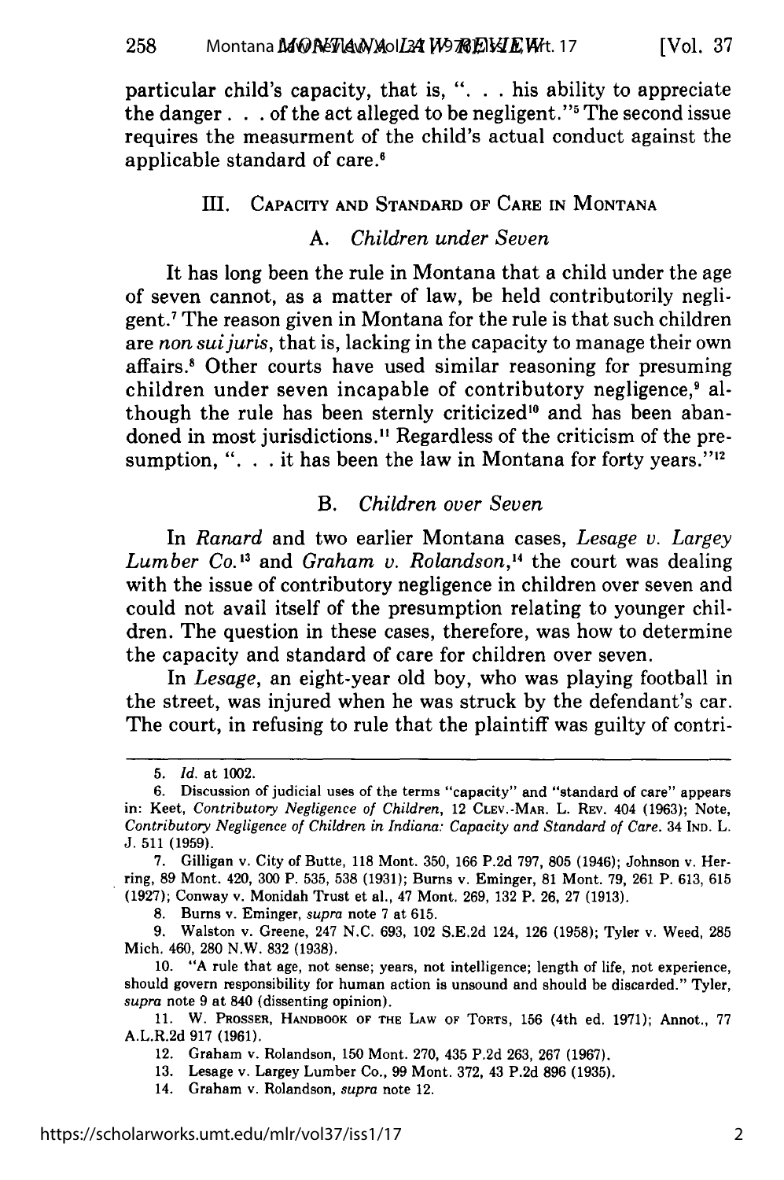particular child's capacity, that is, ". . . his ability to appreciate the danger . . . of the act alleged to be negligent."[5] The second issue requires the measurment of the child's actual conduct against the applicable standard of care.[6]

## III. Capacity and Standard of Care in Montana

### A. *Children under Seven*

It has long been the rule in Montana that a child under the age of seven cannot, as a matter of law, be held contributorily negligent.[7] The reason given in Montana for the rule is that such children are *non sui juris*, that is, lacking in the capacity to manage their own affairs.[8] Other courts have used similar reasoning for presuming children under seven incapable of contributory negligence,[9] although the rule has been sternly criticized[10] and has been abandoned in most jurisdictions.[11] Regardless of the criticism of the presumption, ". . . it has been the law in Montana for forty years."[12]

### B. *Children over Seven*

In *Ranard* and two earlier Montana cases, *Lesage v. Largey Lumber Co.*[13] and *Graham v. Rolandson*,[14] the court was dealing with the issue of contributory negligence in children over seven and could not avail itself of the presumption relating to younger children. The question in these cases, therefore, was how to determine the capacity and standard of care for children over seven.

In *Lesage*, an eight-year old boy, who was playing football in the street, was injured when he was struck by the defendant's car. The court, in refusing to rule that the plaintiff was guilty of contri-

---

5. *Id.* at 1002.

6. Discussion of judicial uses of the terms "capacity" and "standard of care" appears in: Keet, *Contributory Negligence of Children*, 12 Clev.-Mar. L. Rev. 404 (1963); Note, *Contributory Negligence of Children in Indiana: Capacity and Standard of Care*. 34 Ind. L. J. 511 (1959).

7. Gilligan v. City of Butte, 118 Mont. 350, 166 P.2d 797, 805 (1946); Johnson v. Herring, 89 Mont. 420, 300 P. 535, 538 (1931); Burns v. Eminger, 81 Mont. 79, 261 P. 613, 615 (1927); Conway v. Monidah Trust et al., 47 Mont. 269, 132 P. 26, 27 (1913).

8. Burns v. Eminger, *supra* note 7 at 615.

9. Walston v. Greene, 247 N.C. 693, 102 S.E.2d 124, 126 (1958); Tyler v. Weed, 285 Mich. 460, 280 N.W. 832 (1938).

10. "A rule that age, not sense; years, not intelligence; length of life, not experience, should govern responsibility for human action is unsound and should be discarded." Tyler, *supra* note 9 at 840 (dissenting opinion).

11. W. Prosser, Handbook of the Law of Torts, 156 (4th ed. 1971); Annot., 77 A.L.R.2d 917 (1961).

12. Graham v. Rolandson, 150 Mont. 270, 435 P.2d 263, 267 (1967).

13. Lesage v. Largey Lumber Co., 99 Mont. 372, 43 P.2d 896 (1935).

14. Graham v. Rolandson, *supra* note 12.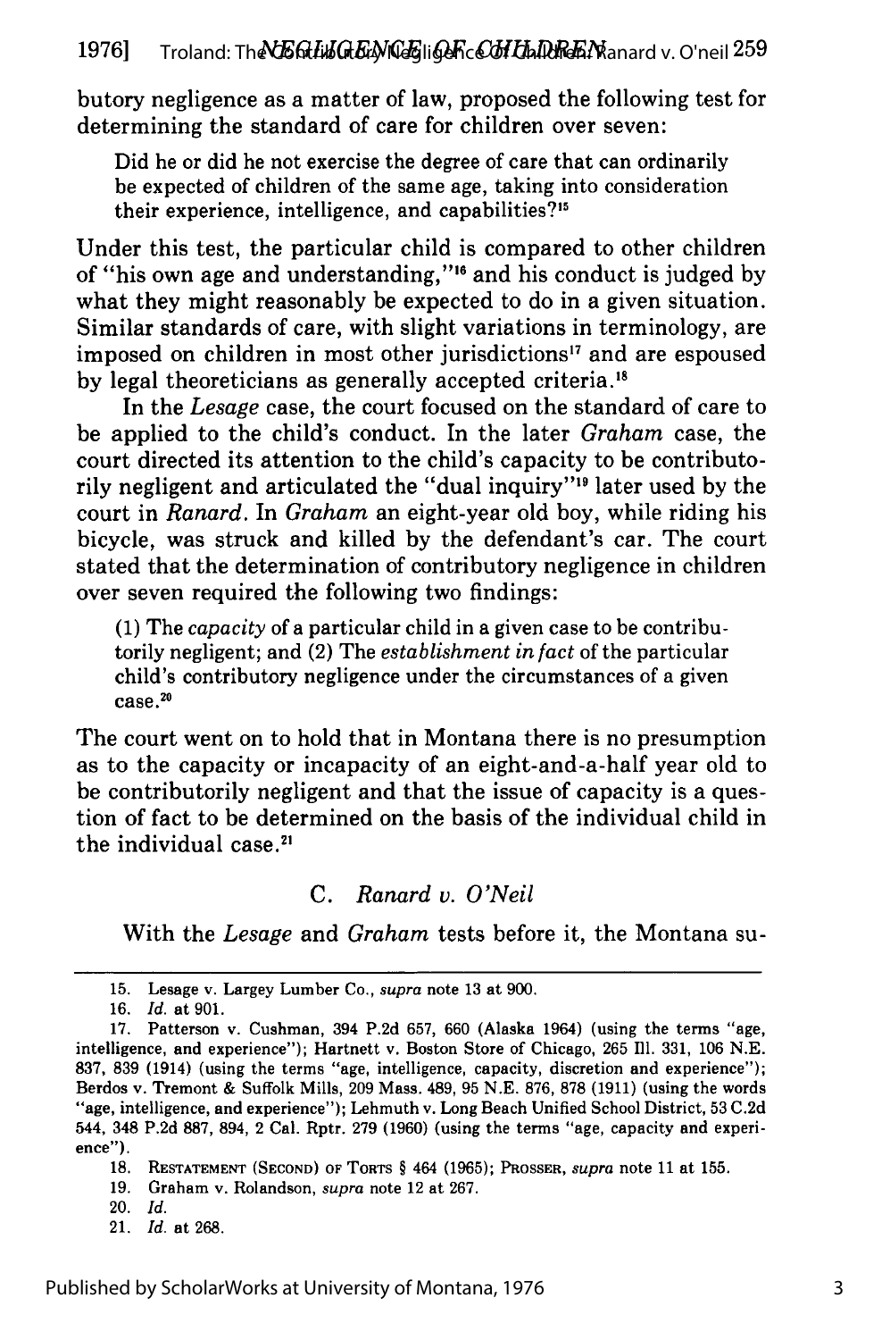butory negligence as a matter of law, proposed the following test for determining the standard of care for children over seven:

> Did he or did he not exercise the degree of care that can ordinarily be expected of children of the same age, taking into consideration their experience, intelligence, and capabilities?[15]

Under this test, the particular child is compared to other children of "his own age and understanding,"[16] and his conduct is judged by what they might reasonably be expected to do in a given situation. Similar standards of care, with slight variations in terminology, are imposed on children in most other jurisdictions[17] and are espoused by legal theoreticians as generally accepted criteria.[18]

In the *Lesage* case, the court focused on the standard of care to be applied to the child's conduct. In the later *Graham* case, the court directed its attention to the child's capacity to be contributorily negligent and articulated the "dual inquiry"[19] later used by the court in *Ranard*. In *Graham* an eight-year old boy, while riding his bicycle, was struck and killed by the defendant's car. The court stated that the determination of contributory negligence in children over seven required the following two findings:

> (1) The *capacity* of a particular child in a given case to be contributorily negligent; and (2) The *establishment in fact* of the particular child's contributory negligence under the circumstances of a given case.[20]

The court went on to hold that in Montana there is no presumption as to the capacity or incapacity of an eight-and-a-half year old to be contributorily negligent and that the issue of capacity is a question of fact to be determined on the basis of the individual child in the individual case.[21]

### C. *Ranard v. O'Neil*

With the *Lesage* and *Graham* tests before it, the Montana su-

---

15. Lesage v. Largey Lumber Co., *supra* note 13 at 900.
16. *Id.* at 901.
17. Patterson v. Cushman, 394 P.2d 657, 660 (Alaska 1964) (using the terms "age, intelligence, and experience"); Hartnett v. Boston Store of Chicago, 265 Ill. 331, 106 N.E. 837, 839 (1914) (using the terms "age, intelligence, capacity, discretion and experience"); Berdos v. Tremont & Suffolk Mills, 209 Mass. 489, 95 N.E. 876, 878 (1911) (using the words "age, intelligence, and experience"); Lehmuth v. Long Beach Unified School District, 53 C.2d 544, 348 P.2d 887, 894, 2 Cal. Rptr. 279 (1960) (using the terms "age, capacity and experience").
18. RESTATEMENT (SECOND) OF TORTS § 464 (1965); PROSSER, *supra* note 11 at 155.
19. Graham v. Rolandson, *supra* note 12 at 267.
20. *Id.*
21. *Id.* at 268.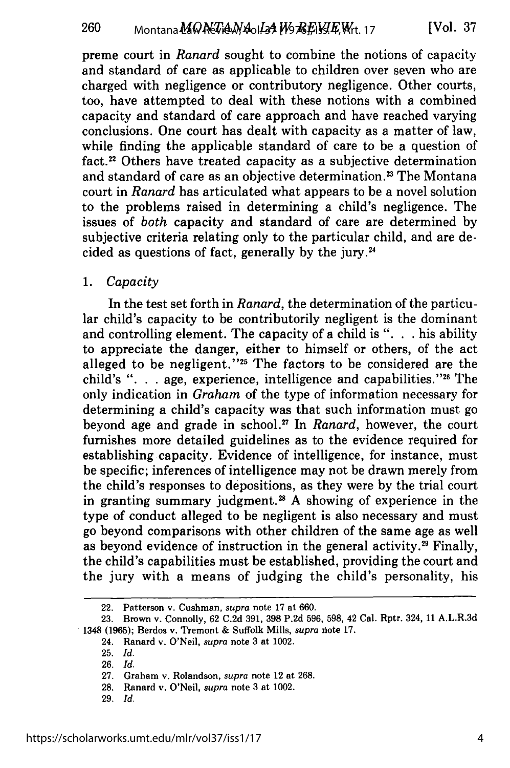preme court in *Ranard* sought to combine the notions of capacity and standard of care as applicable to children over seven who are charged with negligence or contributory negligence. Other courts, too, have attempted to deal with these notions with a combined capacity and standard of care approach and have reached varying conclusions. One court has dealt with capacity as a matter of law, while finding the applicable standard of care to be a question of fact.[22] Others have treated capacity as a subjective determination and standard of care as an objective determination.[23] The Montana court in *Ranard* has articulated what appears to be a novel solution to the problems raised in determining a child's negligence. The issues of *both* capacity and standard of care are determined by subjective criteria relating only to the particular child, and are decided as questions of fact, generally by the jury.[24]

1. *Capacity*

In the test set forth in *Ranard*, the determination of the particular child's capacity to be contributorily negligent is the dominant and controlling element. The capacity of a child is ". . . his ability to appreciate the danger, either to himself or others, of the act alleged to be negligent."[25] The factors to be considered are the child's ". . . age, experience, intelligence and capabilities."[26] The only indication in *Graham* of the type of information necessary for determining a child's capacity was that such information must go beyond age and grade in school.[27] In *Ranard*, however, the court furnishes more detailed guidelines as to the evidence required for establishing capacity. Evidence of intelligence, for instance, must be specific; inferences of intelligence may not be drawn merely from the child's responses to depositions, as they were by the trial court in granting summary judgment.[28] A showing of experience in the type of conduct alleged to be negligent is also necessary and must go beyond comparisons with other children of the same age as well as beyond evidence of instruction in the general activity.[29] Finally, the child's capabilities must be established, providing the court and the jury with a means of judging the child's personality, his

22. Patterson v. Cushman, *supra* note 17 at 660.
23. Brown v. Connolly, 62 C.2d 391, 398 P.2d 596, 598, 42 Cal. Rptr. 324, 11 A.L.R.3d 1348 (1965); Berdos v. Tremont & Suffolk Mills, *supra* note 17.
24. Ranard v. O'Neil, *supra* note 3 at 1002.
25. *Id.*
26. *Id.*
27. Graham v. Rolandson, *supra* note 12 at 268.
28. Ranard v. O'Neil, *supra* note 3 at 1002.
29. *Id.*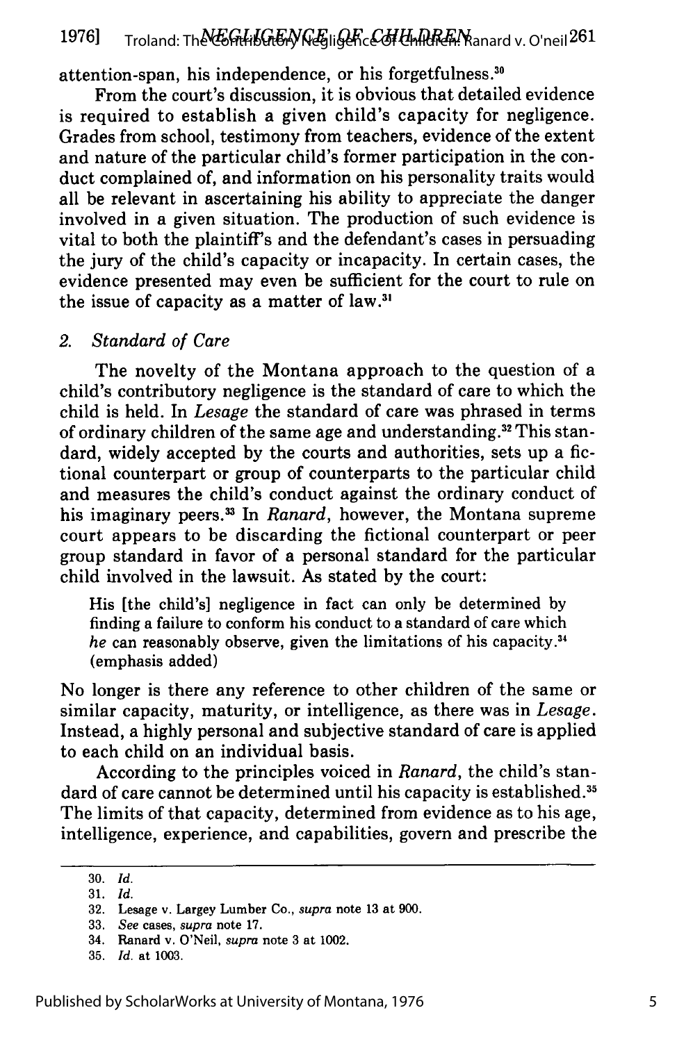attention-span, his independence, or his forgetfulness.[30]

From the court's discussion, it is obvious that detailed evidence is required to establish a given child's capacity for negligence. Grades from school, testimony from teachers, evidence of the extent and nature of the particular child's former participation in the conduct complained of, and information on his personality traits would all be relevant in ascertaining his ability to appreciate the danger involved in a given situation. The production of such evidence is vital to both the plaintiff's and the defendant's cases in persuading the jury of the child's capacity or incapacity. In certain cases, the evidence presented may even be sufficient for the court to rule on the issue of capacity as a matter of law.[31]

### 2. *Standard of Care*

The novelty of the Montana approach to the question of a child's contributory negligence is the standard of care to which the child is held. In *Lesage* the standard of care was phrased in terms of ordinary children of the same age and understanding.[32] This standard, widely accepted by the courts and authorities, sets up a fictional counterpart or group of counterparts to the particular child and measures the child's conduct against the ordinary conduct of his imaginary peers.[33] In *Ranard*, however, the Montana supreme court appears to be discarding the fictional counterpart or peer group standard in favor of a personal standard for the particular child involved in the lawsuit. As stated by the court:

> His [the child's] negligence in fact can only be determined by finding a failure to conform his conduct to a standard of care which *he* can reasonably observe, given the limitations of his capacity.[34] (emphasis added)

No longer is there any reference to other children of the same or similar capacity, maturity, or intelligence, as there was in *Lesage*. Instead, a highly personal and subjective standard of care is applied to each child on an individual basis.

According to the principles voiced in *Ranard*, the child's standard of care cannot be determined until his capacity is established.[35] The limits of that capacity, determined from evidence as to his age, intelligence, experience, and capabilities, govern and prescribe the

---

30. *Id.*
31. *Id.*
32. Lesage v. Largey Lumber Co., *supra* note 13 at 900.
33. *See* cases, *supra* note 17.
34. Ranard v. O'Neil, *supra* note 3 at 1002.
35. *Id.* at 1003.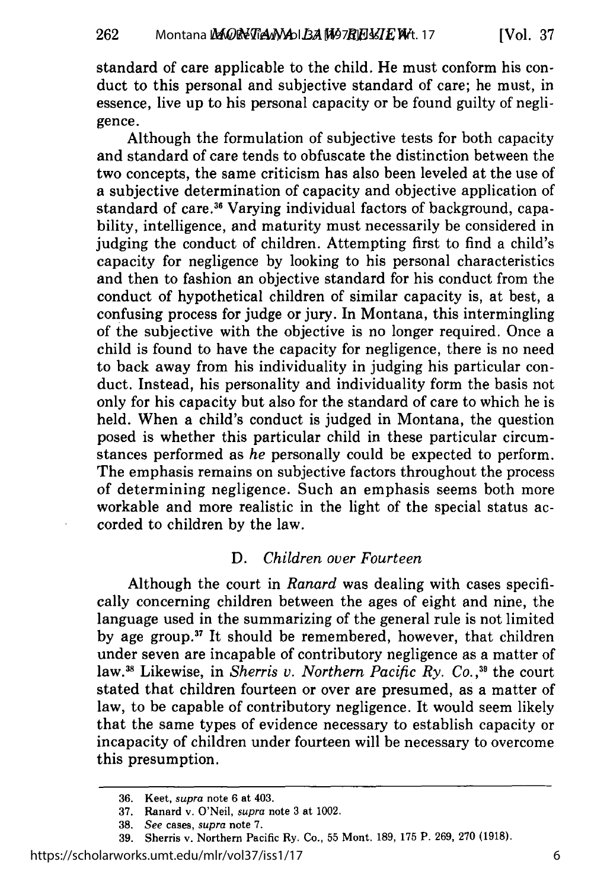standard of care applicable to the child. He must conform his conduct to this personal and subjective standard of care; he must, in essence, live up to his personal capacity or be found guilty of negligence.

Although the formulation of subjective tests for both capacity and standard of care tends to obfuscate the distinction between the two concepts, the same criticism has also been leveled at the use of a subjective determination of capacity and objective application of standard of care.[36] Varying individual factors of background, capability, intelligence, and maturity must necessarily be considered in judging the conduct of children. Attempting first to find a child's capacity for negligence by looking to his personal characteristics and then to fashion an objective standard for his conduct from the conduct of hypothetical children of similar capacity is, at best, a confusing process for judge or jury. In Montana, this intermingling of the subjective with the objective is no longer required. Once a child is found to have the capacity for negligence, there is no need to back away from his individuality in judging his particular conduct. Instead, his personality and individuality form the basis not only for his capacity but also for the standard of care to which he is held. When a child's conduct is judged in Montana, the question posed is whether this particular child in these particular circumstances performed as *he* personally could be expected to perform. The emphasis remains on subjective factors throughout the process of determining negligence. Such an emphasis seems both more workable and more realistic in the light of the special status accorded to children by the law.

### D. *Children over Fourteen*

Although the court in *Ranard* was dealing with cases specifically concerning children between the ages of eight and nine, the language used in the summarizing of the general rule is not limited by age group.[37] It should be remembered, however, that children under seven are incapable of contributory negligence as a matter of law.[38] Likewise, in *Sherris v. Northern Pacific Ry. Co.*,[39] the court stated that children fourteen or over are presumed, as a matter of law, to be capable of contributory negligence. It would seem likely that the same types of evidence necessary to establish capacity or incapacity of children under fourteen will be necessary to overcome this presumption.

---

36. Keet, *supra* note 6 at 403.
37. Ranard v. O'Neil, *supra* note 3 at 1002.
38. *See* cases, *supra* note 7.
39. Sherris v. Northern Pacific Ry. Co., 55 Mont. 189, 175 P. 269, 270 (1918).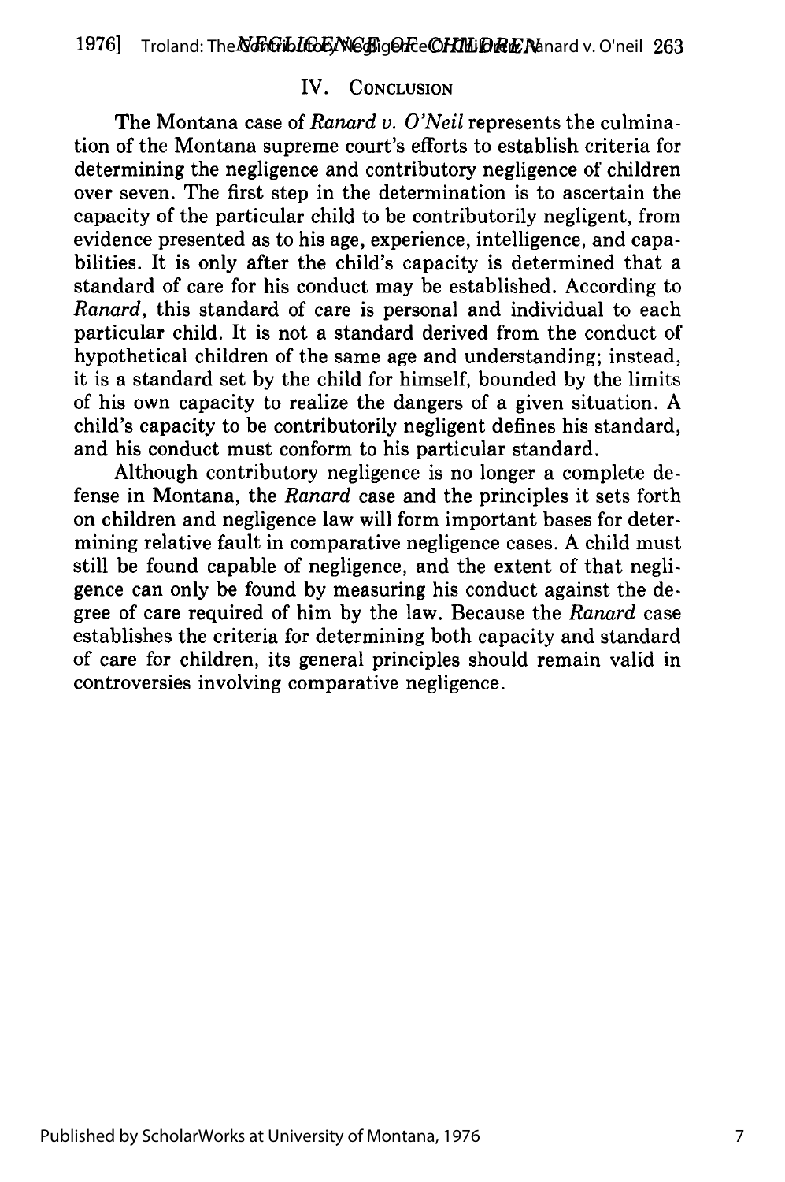## IV. Conclusion

The Montana case of *Ranard v. O'Neil* represents the culmination of the Montana supreme court's efforts to establish criteria for determining the negligence and contributory negligence of children over seven. The first step in the determination is to ascertain the capacity of the particular child to be contributorily negligent, from evidence presented as to his age, experience, intelligence, and capabilities. It is only after the child's capacity is determined that a standard of care for his conduct may be established. According to *Ranard*, this standard of care is personal and individual to each particular child. It is not a standard derived from the conduct of hypothetical children of the same age and understanding; instead, it is a standard set by the child for himself, bounded by the limits of his own capacity to realize the dangers of a given situation. A child's capacity to be contributorily negligent defines his standard, and his conduct must conform to his particular standard.

Although contributory negligence is no longer a complete defense in Montana, the *Ranard* case and the principles it sets forth on children and negligence law will form important bases for determining relative fault in comparative negligence cases. A child must still be found capable of negligence, and the extent of that negligence can only be found by measuring his conduct against the degree of care required of him by the law. Because the *Ranard* case establishes the criteria for determining both capacity and standard of care for children, its general principles should remain valid in controversies involving comparative negligence.